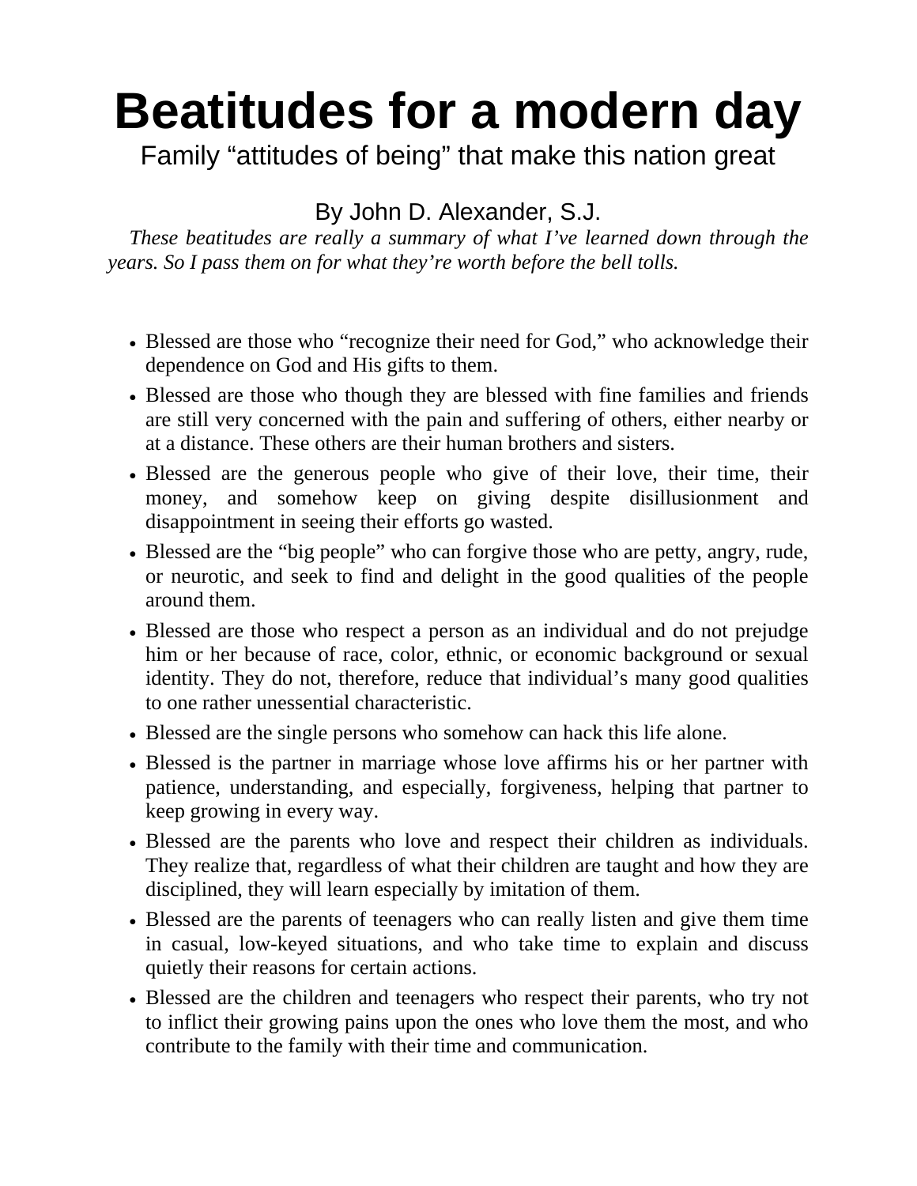# Beatitudes for a modern day

Family "attitudes of being" that make this nation great

By John D. Alexander, S.J.

*These beatitudes are really a summary of what I've learned down through the years. So I pass them on for what they're worth before the bell tolls.*

- Blessed are those who "recognize their need for God," who acknowledge their dependence on God and His gifts to them.
- Blessed are those who though they are blessed with fine families and friends are still very concerned with the pain and suffering of others, either nearby or at a distance. These others are their human brothers and sisters.
- Blessed are the generous people who give of their love, their time, their money, and somehow keep on giving despite disillusionment and disappointment in seeing their efforts go wasted.
- Blessed are the "big people" who can forgive those who are petty, angry, rude, or neurotic, and seek to find and delight in the good qualities of the people around them.
- Blessed are those who respect a person as an individual and do not prejudge him or her because of race, color, ethnic, or economic background or sexual identity. They do not, therefore, reduce that individual's many good qualities to one rather unessential characteristic.
- Blessed are the single persons who somehow can hack this life alone.
- Blessed is the partner in marriage whose love affirms his or her partner with patience, understanding, and especially, forgiveness, helping that partner to keep growing in every way.
- Blessed are the parents who love and respect their children as individuals. They realize that, regardless of what their children are taught and how they are disciplined, they will learn especially by imitation of them.
- Blessed are the parents of teenagers who can really listen and give them time in casual, low-keyed situations, and who take time to explain and discuss quietly their reasons for certain actions.
- Blessed are the children and teenagers who respect their parents, who try not to inflict their growing pains upon the ones who love them the most, and who contribute to the family with their time and communication.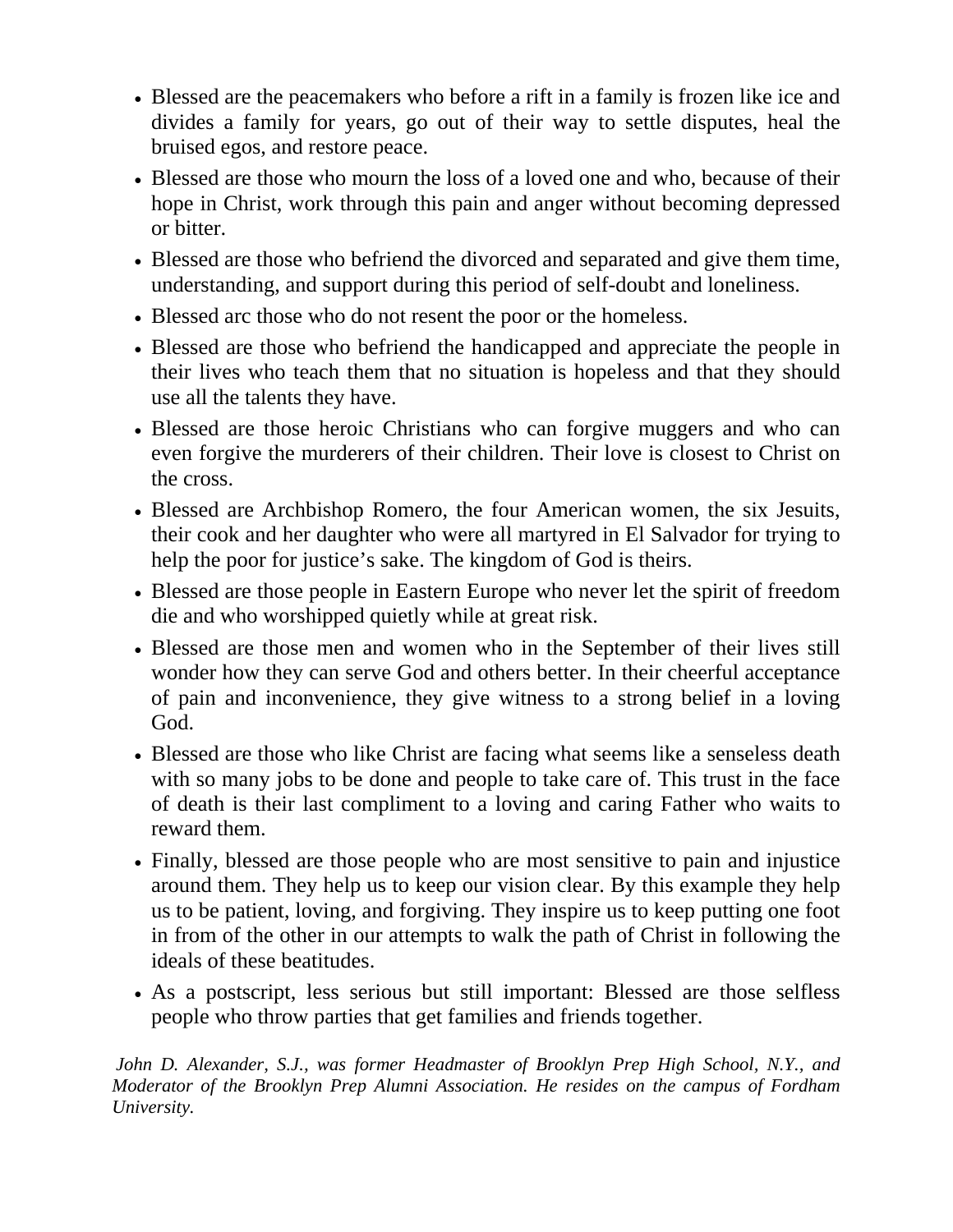- Blessed are the peacemakers who before a rift in a family is frozen like ice and divides a family for years, go out of their way to settle disputes, heal the bruised egos, and restore peace.
- Blessed are those who mourn the loss of a loved one and who, because of their hope in Christ, work through this pain and anger without becoming depressed or bitter.
- Blessed are those who befriend the divorced and separated and give them time, understanding, and support during this period of self-doubt and loneliness.
- Blessed arc those who do not resent the poor or the homeless.
- Blessed are those who befriend the handicapped and appreciate the people in their lives who teach them that no situation is hopeless and that they should use all the talents they have.
- Blessed are those heroic Christians who can forgive muggers and who can even forgive the murderers of their children. Their love is closest to Christ on the cross.
- Blessed are Archbishop Romero, the four American women, the six Jesuits, their cook and her daughter who were all martyred in El Salvador for trying to help the poor for justice's sake. The kingdom of God is theirs.
- Blessed are those people in Eastern Europe who never let the spirit of freedom die and who worshipped quietly while at great risk.
- Blessed are those men and women who in the September of their lives still wonder how they can serve God and others better. In their cheerful acceptance of pain and inconvenience, they give witness to a strong belief in a loving God.
- Blessed are those who like Christ are facing what seems like a senseless death with so many jobs to be done and people to take care of. This trust in the face of death is their last compliment to a loving and caring Father who waits to reward them.
- Finally, blessed are those people who are most sensitive to pain and injustice around them. They help us to keep our vision clear. By this example they help us to be patient, loving, and forgiving. They inspire us to keep putting one foot in from of the other in our attempts to walk the path of Christ in following the ideals of these beatitudes.
- As a postscript, less serious but still important: Blessed are those selfless people who throw parties that get families and friends together.

*John D. Alexander, S.J., was former Headmaster of Brooklyn Prep High School, N.Y., and Moderator of the Brooklyn Prep Alumni Association. He resides on the campus of Fordham University.*